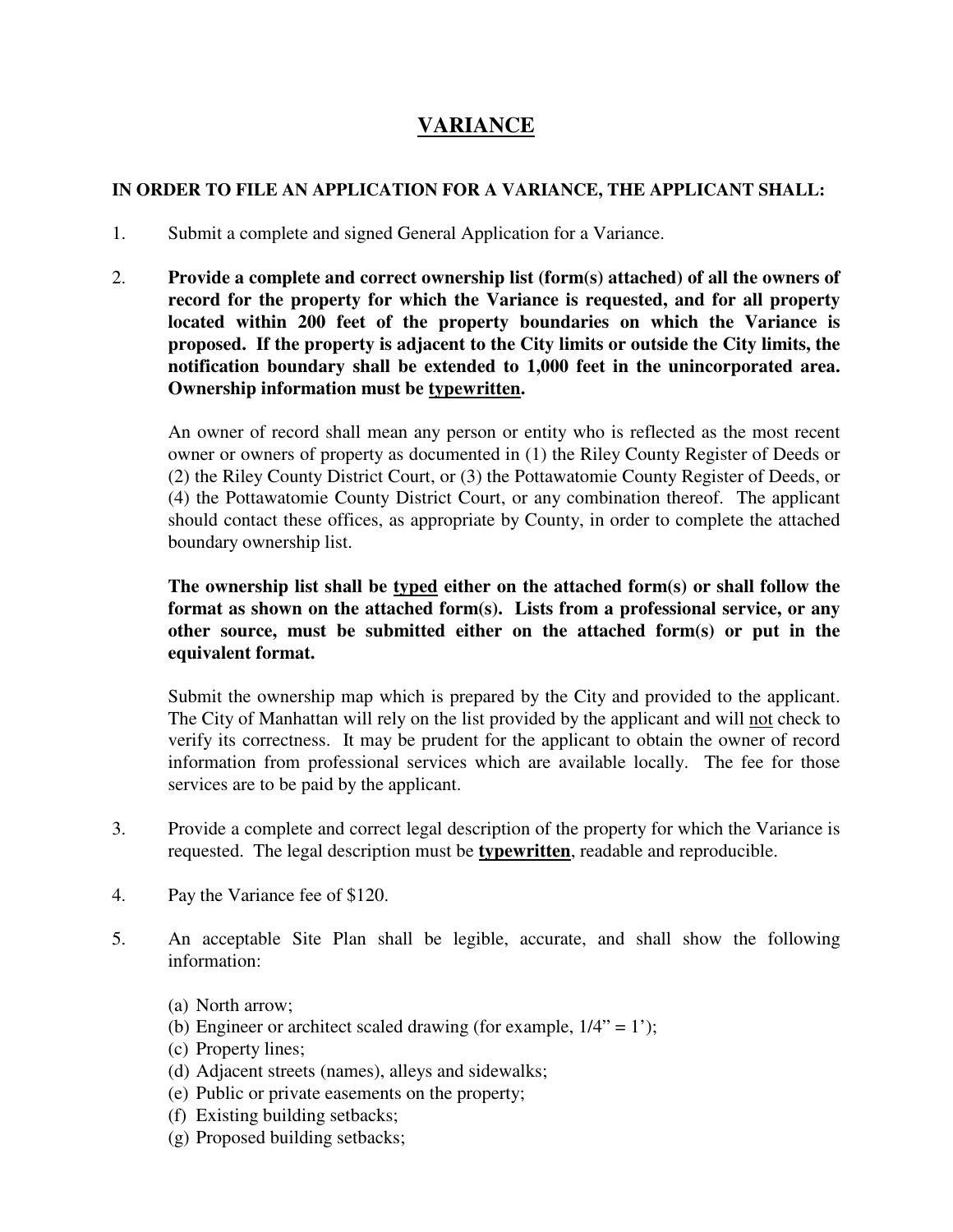# <u>VARIANCE</u>

**IN ORDER TO FILE AN APPLICATION FOR A VARIANCE, THE APPLICANT SHALL:**

1. Submit a complete and signed General Application for a Variance.

2. **Provide a complete and correct ownership list (form(s) attached) of all the owners of record for the property for which the Variance is requested, and for all property located within 200 feet of the property boundaries on which the Variance is proposed. If the property is adjacent to the City limits or outside the City limits, the notification boundary shall be extended to 1,000 feet in the unincorporated area. Ownership information must be <u>typewritten</u>.**

   An owner of record shall mean any person or entity who is reflected as the most recent owner or owners of property as documented in (1) the Riley County Register of Deeds or (2) the Riley County District Court, or (3) the Pottawatomie County Register of Deeds, or (4) the Pottawatomie County District Court, or any combination thereof. The applicant should contact these offices, as appropriate by County, in order to complete the attached boundary ownership list.

   **The ownership list shall be <u>typed</u> either on the attached form(s) or shall follow the format as shown on the attached form(s). Lists from a professional service, or any other source, must be submitted either on the attached form(s) or put in the equivalent format.**

   Submit the ownership map which is prepared by the City and provided to the applicant. The City of Manhattan will rely on the list provided by the applicant and will <u>not</u> check to verify its correctness. It may be prudent for the applicant to obtain the owner of record information from professional services which are available locally. The fee for those services are to be paid by the applicant.

3. Provide a complete and correct legal description of the property for which the Variance is requested. The legal description must be **<u>typewritten</u>**, readable and reproducible.

4. Pay the Variance fee of $120.

5. An acceptable Site Plan shall be legible, accurate, and shall show the following information:

   (a) North arrow;
   (b) Engineer or architect scaled drawing (for example, 1/4" = 1');
   (c) Property lines;
   (d) Adjacent streets (names), alleys and sidewalks;
   (e) Public or private easements on the property;
   (f) Existing building setbacks;
   (g) Proposed building setbacks;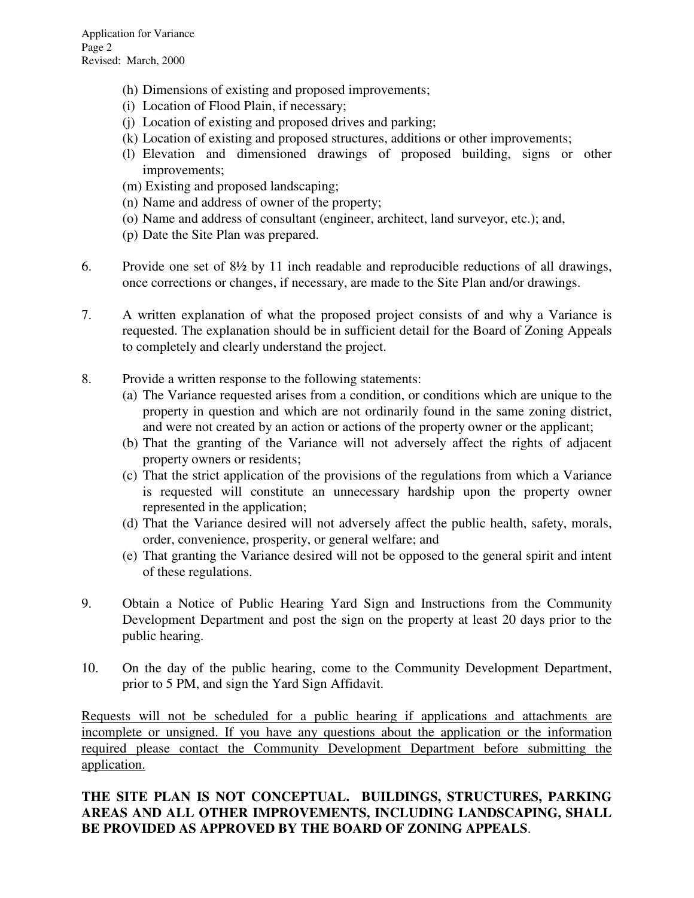(h) Dimensions of existing and proposed improvements;
(i) Location of Flood Plain, if necessary;
(j) Location of existing and proposed drives and parking;
(k) Location of existing and proposed structures, additions or other improvements;
(l) Elevation and dimensioned drawings of proposed building, signs or other improvements;
(m) Existing and proposed landscaping;
(n) Name and address of owner of the property;
(o) Name and address of consultant (engineer, architect, land surveyor, etc.); and,
(p) Date the Site Plan was prepared.

6. Provide one set of 8½ by 11 inch readable and reproducible reductions of all drawings, once corrections or changes, if necessary, are made to the Site Plan and/or drawings.

7. A written explanation of what the proposed project consists of and why a Variance is requested. The explanation should be in sufficient detail for the Board of Zoning Appeals to completely and clearly understand the project.

8. Provide a written response to the following statements:
   (a) The Variance requested arises from a condition, or conditions which are unique to the property in question and which are not ordinarily found in the same zoning district, and were not created by an action or actions of the property owner or the applicant;
   (b) That the granting of the Variance will not adversely affect the rights of adjacent property owners or residents;
   (c) That the strict application of the provisions of the regulations from which a Variance is requested will constitute an unnecessary hardship upon the property owner represented in the application;
   (d) That the Variance desired will not adversely affect the public health, safety, morals, order, convenience, prosperity, or general welfare; and
   (e) That granting the Variance desired will not be opposed to the general spirit and intent of these regulations.

9. Obtain a Notice of Public Hearing Yard Sign and Instructions from the Community Development Department and post the sign on the property at least 20 days prior to the public hearing.

10. On the day of the public hearing, come to the Community Development Department, prior to 5 PM, and sign the Yard Sign Affidavit.

<u>Requests will not be scheduled for a public hearing if applications and attachments are incomplete or unsigned. If you have any questions about the application or the information required please contact the Community Development Department before submitting the application.</u>

**THE SITE PLAN IS NOT CONCEPTUAL. BUILDINGS, STRUCTURES, PARKING AREAS AND ALL OTHER IMPROVEMENTS, INCLUDING LANDSCAPING, SHALL BE PROVIDED AS APPROVED BY THE BOARD OF ZONING APPEALS**.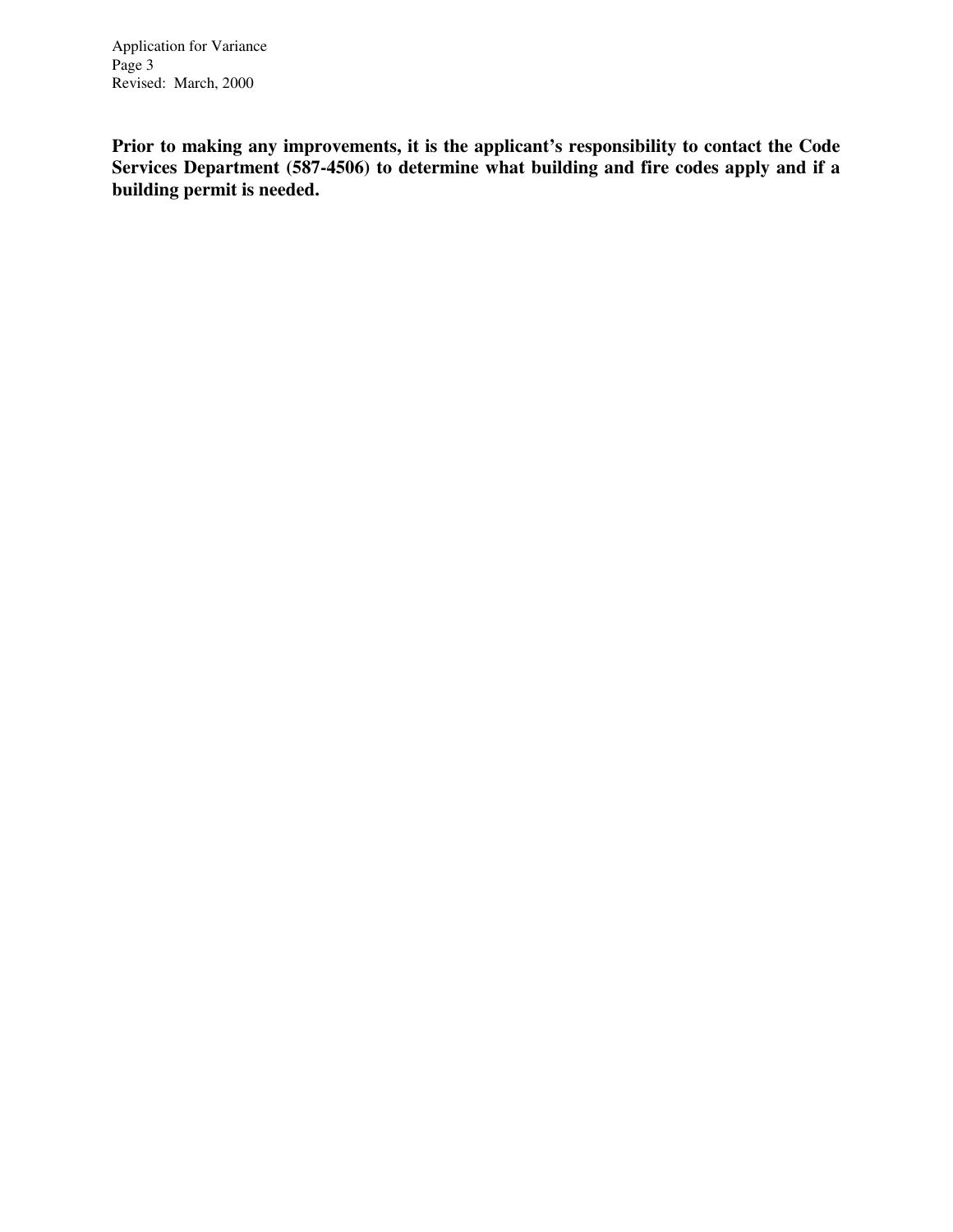**Prior to making any improvements, it is the applicant's responsibility to contact the Code Services Department (587-4506) to determine what building and fire codes apply and if a building permit is needed.**